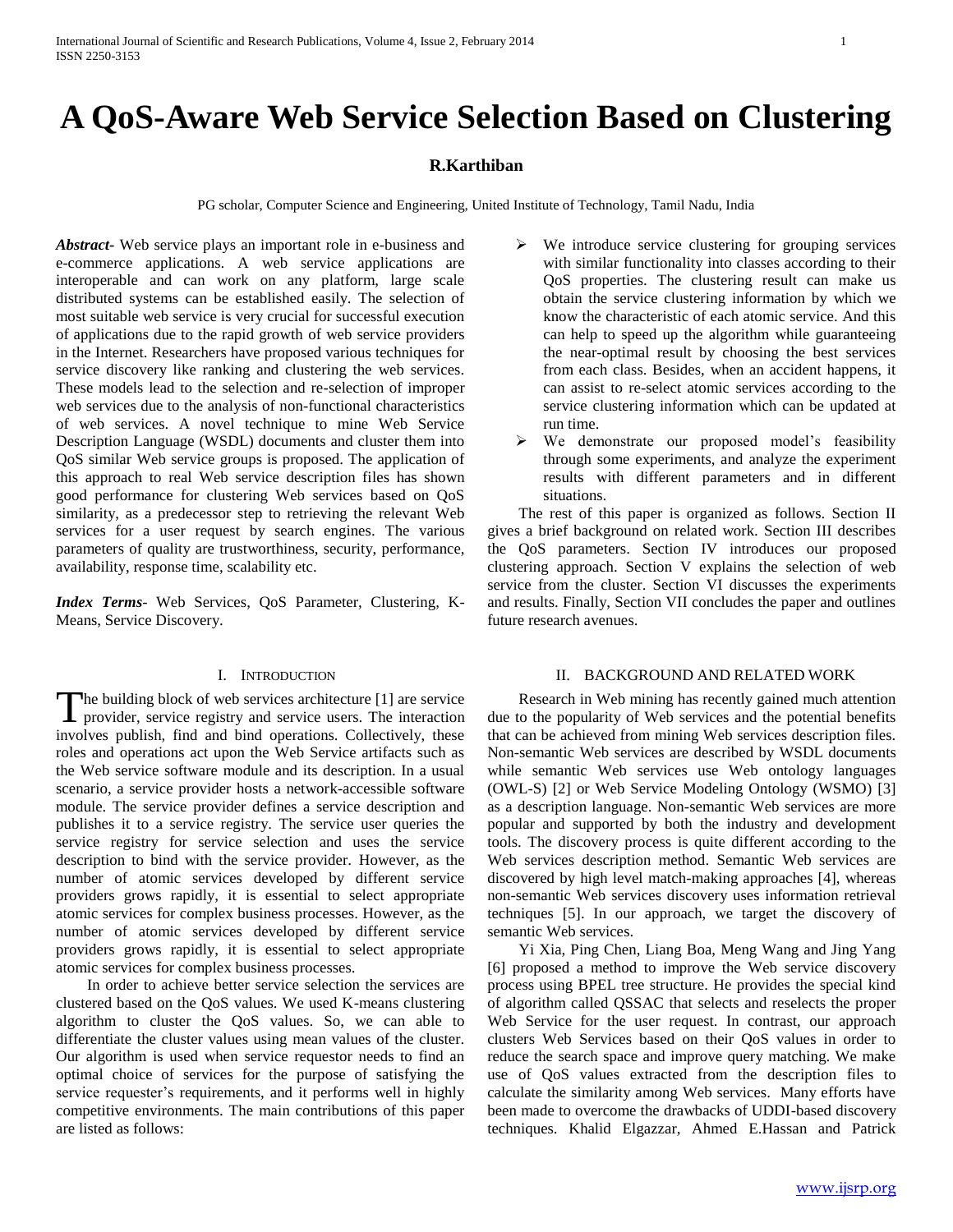# A QoS-Aware Web Service Selection Based on Clustering

**R.Karthiban**

PG scholar, Computer Science and Engineering, United Institute of Technology, Tamil Nadu, India

***Abstract***- Web service plays an important role in e-business and e-commerce applications. A web service applications are interoperable and can work on any platform, large scale distributed systems can be established easily. The selection of most suitable web service is very crucial for successful execution of applications due to the rapid growth of web service providers in the Internet. Researchers have proposed various techniques for service discovery like ranking and clustering the web services. These models lead to the selection and re-selection of improper web services due to the analysis of non-functional characteristics of web services. A novel technique to mine Web Service Description Language (WSDL) documents and cluster them into QoS similar Web service groups is proposed. The application of this approach to real Web service description files has shown good performance for clustering Web services based on QoS similarity, as a predecessor step to retrieving the relevant Web services for a user request by search engines. The various parameters of quality are trustworthiness, security, performance, availability, response time, scalability etc.

***Index Terms***- Web Services, QoS Parameter, Clustering, K-Means, Service Discovery.

## I. Introduction

The building block of web services architecture [1] are service provider, service registry and service users. The interaction involves publish, find and bind operations. Collectively, these roles and operations act upon the Web Service artifacts such as the Web service software module and its description. In a usual scenario, a service provider hosts a network-accessible software module. The service provider defines a service description and publishes it to a service registry. The service user queries the service registry for service selection and uses the service description to bind with the service provider. However, as the number of atomic services developed by different service providers grows rapidly, it is essential to select appropriate atomic services for complex business processes. However, as the number of atomic services developed by different service providers grows rapidly, it is essential to select appropriate atomic services for complex business processes.

In order to achieve better service selection the services are clustered based on the QoS values. We used K-means clustering algorithm to cluster the QoS values. So, we can able to differentiate the cluster values using mean values of the cluster. Our algorithm is used when service requestor needs to find an optimal choice of services for the purpose of satisfying the service requester's requirements, and it performs well in highly competitive environments. The main contributions of this paper are listed as follows:

- We introduce service clustering for grouping services with similar functionality into classes according to their QoS properties. The clustering result can make us obtain the service clustering information by which we know the characteristic of each atomic service. And this can help to speed up the algorithm while guaranteeing the near-optimal result by choosing the best services from each class. Besides, when an accident happens, it can assist to re-select atomic services according to the service clustering information which can be updated at run time.
- We demonstrate our proposed model's feasibility through some experiments, and analyze the experiment results with different parameters and in different situations.

The rest of this paper is organized as follows. Section II gives a brief background on related work. Section III describes the QoS parameters. Section IV introduces our proposed clustering approach. Section V explains the selection of web service from the cluster. Section VI discusses the experiments and results. Finally, Section VII concludes the paper and outlines future research avenues.

## II. Background and Related Work

Research in Web mining has recently gained much attention due to the popularity of Web services and the potential benefits that can be achieved from mining Web services description files. Non-semantic Web services are described by WSDL documents while semantic Web services use Web ontology languages (OWL-S) [2] or Web Service Modeling Ontology (WSMO) [3] as a description language. Non-semantic Web services are more popular and supported by both the industry and development tools. The discovery process is quite different according to the Web services description method. Semantic Web services are discovered by high level match-making approaches [4], whereas non-semantic Web services discovery uses information retrieval techniques [5]. In our approach, we target the discovery of semantic Web services.

Yi Xia, Ping Chen, Liang Boa, Meng Wang and Jing Yang [6] proposed a method to improve the Web service discovery process using BPEL tree structure. He provides the special kind of algorithm called QSSAC that selects and reselects the proper Web Service for the user request. In contrast, our approach clusters Web Services based on their QoS values in order to reduce the search space and improve query matching. We make use of QoS values extracted from the description files to calculate the similarity among Web services. Many efforts have been made to overcome the drawbacks of UDDI-based discovery techniques. Khalid Elgazzar, Ahmed E.Hassan and Patrick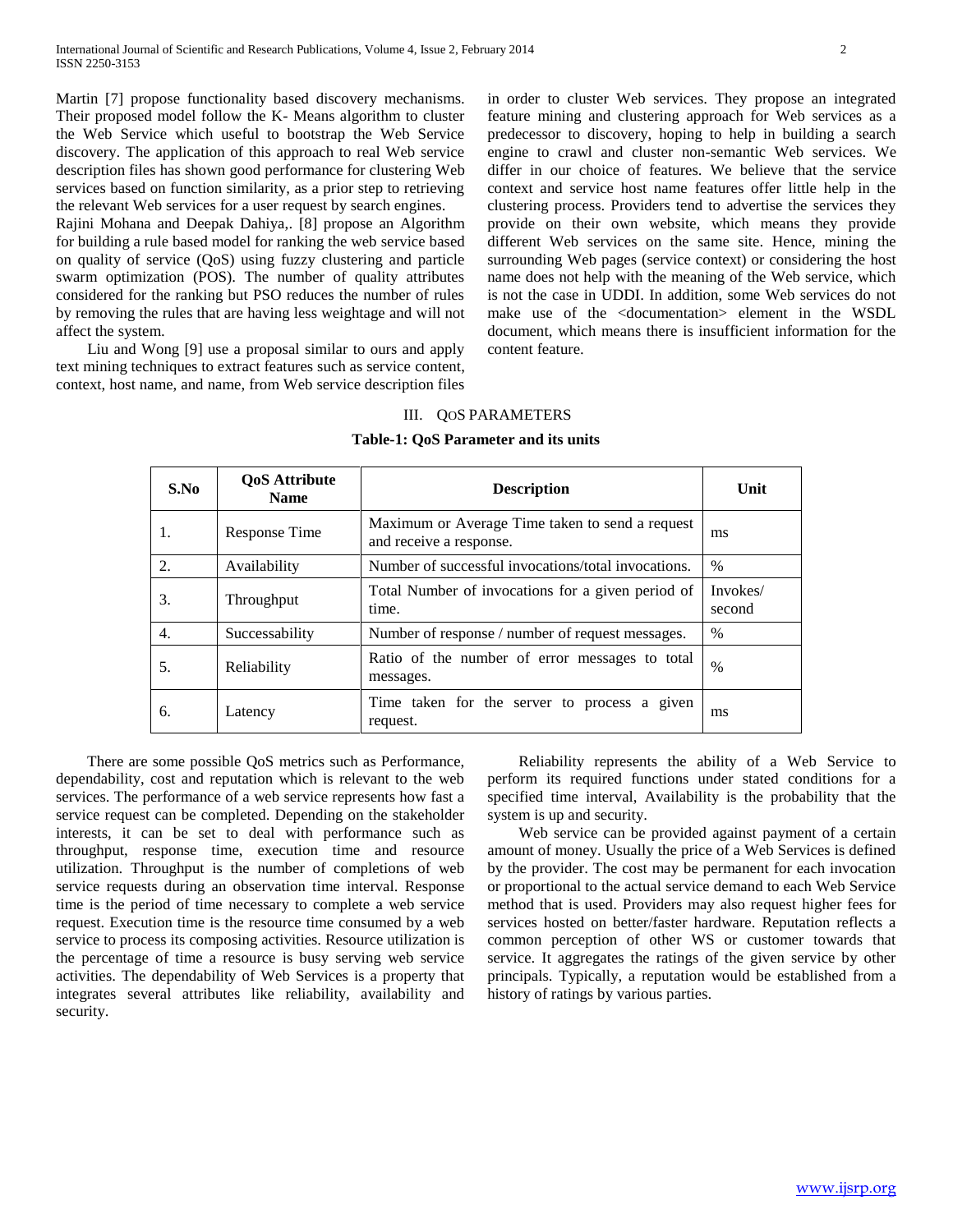Martin [7] propose functionality based discovery mechanisms. Their proposed model follow the K- Means algorithm to cluster the Web Service which useful to bootstrap the Web Service discovery. The application of this approach to real Web service description files has shown good performance for clustering Web services based on function similarity, as a prior step to retrieving the relevant Web services for a user request by search engines.

Rajini Mohana and Deepak Dahiya,. [8] propose an Algorithm for building a rule based model for ranking the web service based on quality of service (QoS) using fuzzy clustering and particle swarm optimization (POS). The number of quality attributes considered for the ranking but PSO reduces the number of rules by removing the rules that are having less weightage and will not affect the system.

Liu and Wong [9] use a proposal similar to ours and apply text mining techniques to extract features such as service content, context, host name, and name, from Web service description files in order to cluster Web services. They propose an integrated feature mining and clustering approach for Web services as a predecessor to discovery, hoping to help in building a search engine to crawl and cluster non-semantic Web services. We differ in our choice of features. We believe that the service context and service host name features offer little help in the clustering process. Providers tend to advertise the services they provide on their own website, which means they provide different Web services on the same site. Hence, mining the surrounding Web pages (service context) or considering the host name does not help with the meaning of the Web service, which is not the case in UDDI. In addition, some Web services do not make use of the <documentation> element in the WSDL document, which means there is insufficient information for the content feature.

## III. QoS Parameters

**Table-1: QoS Parameter and its units**

| S.No | QoS Attribute Name | Description | Unit |
|---|---|---|---|
| 1. | Response Time | Maximum or Average Time taken to send a request and receive a response. | ms |
| 2. | Availability | Number of successful invocations/total invocations. | % |
| 3. | Throughput | Total Number of invocations for a given period of time. | Invokes/ second |
| 4. | Successability | Number of response / number of request messages. | % |
| 5. | Reliability | Ratio of the number of error messages to total messages. | % |
| 6. | Latency | Time taken for the server to process a given request. | ms |

There are some possible QoS metrics such as Performance, dependability, cost and reputation which is relevant to the web services. The performance of a web service represents how fast a service request can be completed. Depending on the stakeholder interests, it can be set to deal with performance such as throughput, response time, execution time and resource utilization. Throughput is the number of completions of web service requests during an observation time interval. Response time is the period of time necessary to complete a web service request. Execution time is the resource time consumed by a web service to process its composing activities. Resource utilization is the percentage of time a resource is busy serving web service activities. The dependability of Web Services is a property that integrates several attributes like reliability, availability and security.

Reliability represents the ability of a Web Service to perform its required functions under stated conditions for a specified time interval, Availability is the probability that the system is up and security.

Web service can be provided against payment of a certain amount of money. Usually the price of a Web Services is defined by the provider. The cost may be permanent for each invocation or proportional to the actual service demand to each Web Service method that is used. Providers may also request higher fees for services hosted on better/faster hardware. Reputation reflects a common perception of other WS or customer towards that service. It aggregates the ratings of the given service by other principals. Typically, a reputation would be established from a history of ratings by various parties.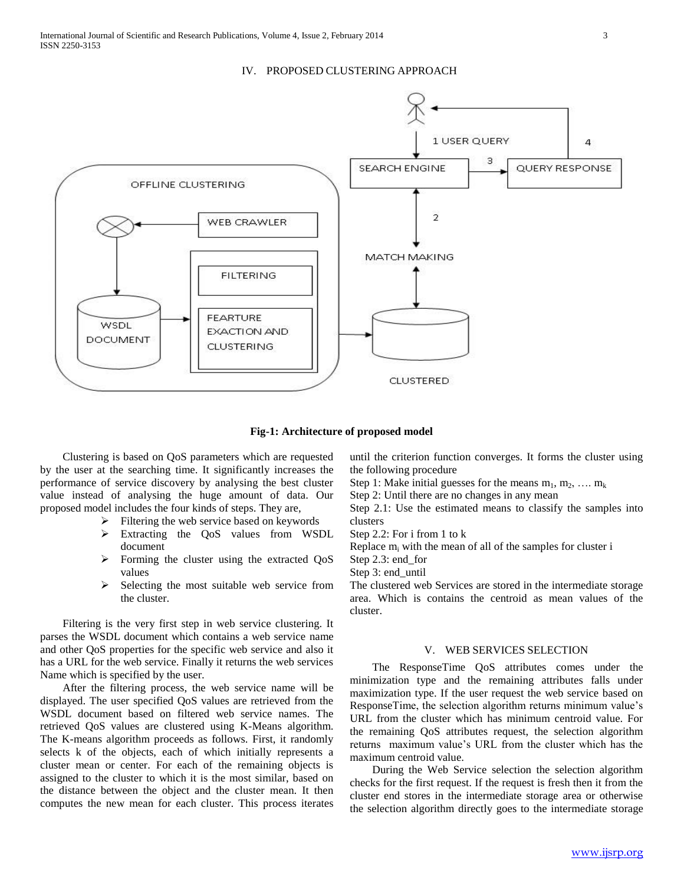## IV. PROPOSED CLUSTERING APPROACH

**Fig-1: Architecture of proposed model**

Clustering is based on QoS parameters which are requested by the user at the searching time. It significantly increases the performance of service discovery by analysing the best cluster value instead of analysing the huge amount of data. Our proposed model includes the four kinds of steps. They are,

- Filtering the web service based on keywords
- Extracting the QoS values from WSDL document
- Forming the cluster using the extracted QoS values
- Selecting the most suitable web service from the cluster.

Filtering is the very first step in web service clustering. It parses the WSDL document which contains a web service name and other QoS properties for the specific web service and also it has a URL for the web service. Finally it returns the web services Name which is specified by the user.

After the filtering process, the web service name will be displayed. The user specified QoS values are retrieved from the WSDL document based on filtered web service names. The retrieved QoS values are clustered using K-Means algorithm. The K-means algorithm proceeds as follows. First, it randomly selects k of the objects, each of which initially represents a cluster mean or center. For each of the remaining objects is assigned to the cluster to which it is the most similar, based on the distance between the object and the cluster mean. It then computes the new mean for each cluster. This process iterates until the criterion function converges. It forms the cluster using the following procedure

Step 1: Make initial guesses for the means $m_1$, $m_2$, …. $m_k$

Step 2: Until there are no changes in any mean

Step 2.1: Use the estimated means to classify the samples into clusters

Step 2.2: For i from 1 to k

Replace $m_i$ with the mean of all of the samples for cluster i

Step 2.3: end_for

Step 3: end_until

The clustered web Services are stored in the intermediate storage area. Which is contains the centroid as mean values of the cluster.

## V. WEB SERVICES SELECTION

The ResponseTime QoS attributes comes under the minimization type and the remaining attributes falls under maximization type. If the user request the web service based on ResponseTime, the selection algorithm returns minimum value's URL from the cluster which has minimum centroid value. For the remaining QoS attributes request, the selection algorithm returns maximum value's URL from the cluster which has the maximum centroid value.

During the Web Service selection the selection algorithm checks for the first request. If the request is fresh then it from the cluster end stores in the intermediate storage area or otherwise the selection algorithm directly goes to the intermediate storage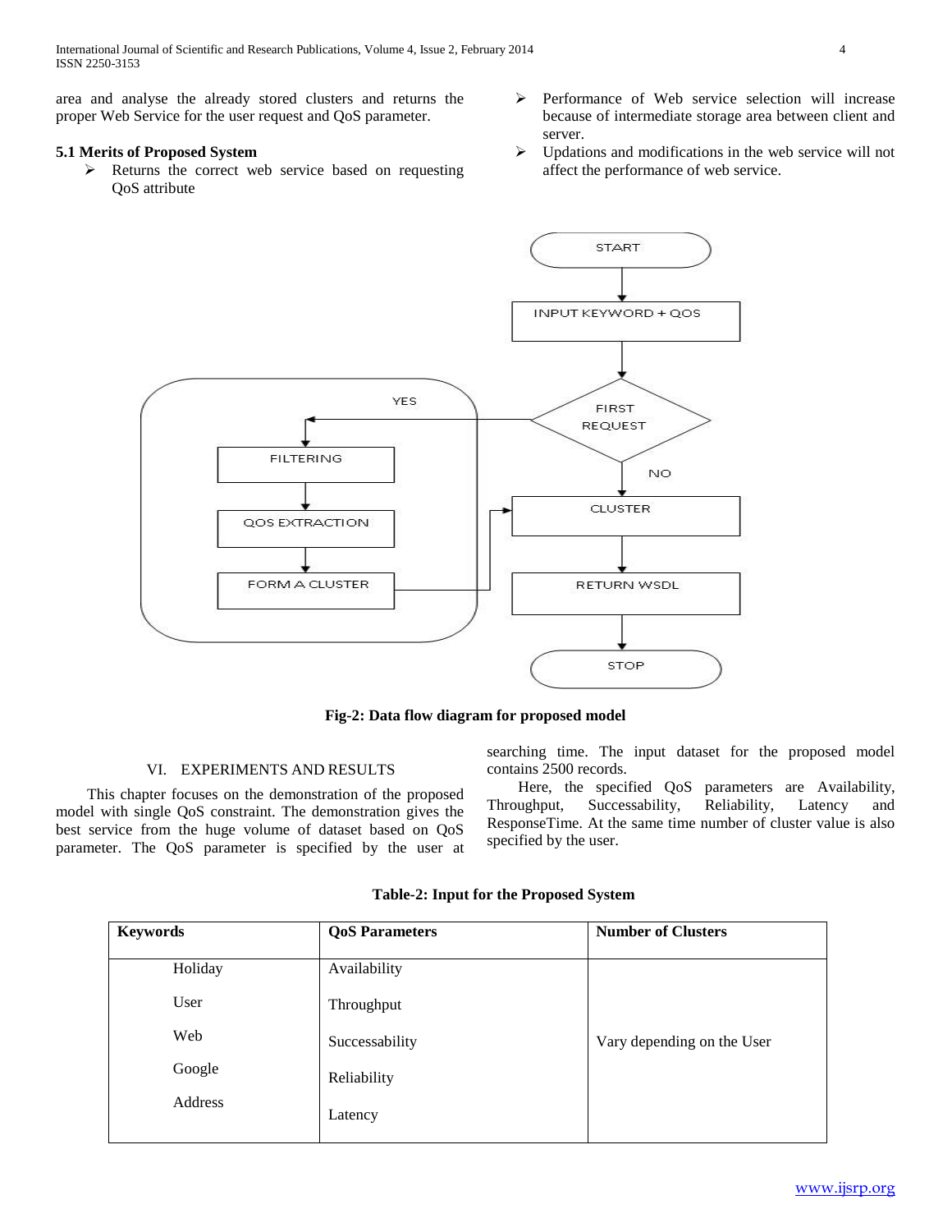area and analyse the already stored clusters and returns the proper Web Service for the user request and QoS parameter.

### 5.1 Merits of Proposed System

- Returns the correct web service based on requesting QoS attribute
- Performance of Web service selection will increase because of intermediate storage area between client and server.
- Updations and modifications in the web service will not affect the performance of web service.

**Fig-2: Data flow diagram for proposed model**

## VI. EXPERIMENTS AND RESULTS

This chapter focuses on the demonstration of the proposed model with single QoS constraint. The demonstration gives the best service from the huge volume of dataset based on QoS parameter. The QoS parameter is specified by the user at searching time. The input dataset for the proposed model contains 2500 records.

Here, the specified QoS parameters are Availability, Throughput, Successability, Reliability, Latency and ResponseTime. At the same time number of cluster value is also specified by the user.

**Table-2: Input for the Proposed System**

| Keywords | QoS Parameters | Number of Clusters |
|---|---|---|
| Holiday | Availability | Vary depending on the User |
| User | Throughput | |
| Web | Successability | |
| Google | Reliability | |
| Address | Latency | |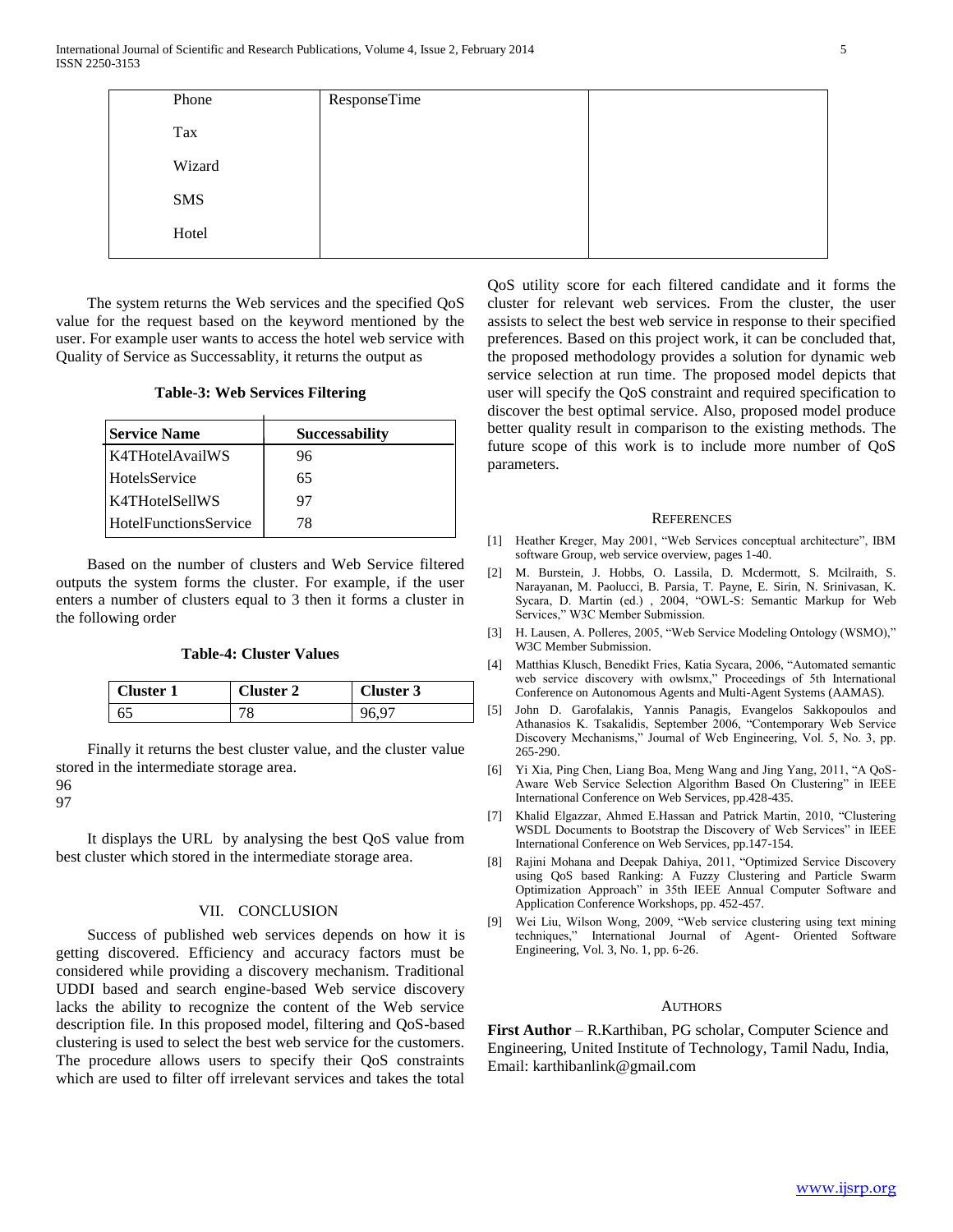| | | |
|---|---|---|
| Phone<br>Tax<br>Wizard<br>SMS<br>Hotel | ResponseTime | |

The system returns the Web services and the specified QoS value for the request based on the keyword mentioned by the user. For example user wants to access the hotel web service with Quality of Service as Successablity, it returns the output as

**Table-3: Web Services Filtering**

| Service Name | Successability |
|---|---|
| K4THotelAvailWS | 96 |
| HotelsService | 65 |
| K4THotelSellWS | 97 |
| HotelFunctionsService | 78 |

Based on the number of clusters and Web Service filtered outputs the system forms the cluster. For example, if the user enters a number of clusters equal to 3 then it forms a cluster in the following order

**Table-4: Cluster Values**

| Cluster 1 | Cluster 2 | Cluster 3 |
|---|---|---|
| 65 | 78 | 96,97 |

Finally it returns the best cluster value, and the cluster value stored in the intermediate storage area.

96
97

It displays the URL by analysing the best QoS value from best cluster which stored in the intermediate storage area.

## VII. CONCLUSION

Success of published web services depends on how it is getting discovered. Efficiency and accuracy factors must be considered while providing a discovery mechanism. Traditional UDDI based and search engine-based Web service discovery lacks the ability to recognize the content of the Web service description file. In this proposed model, filtering and QoS-based clustering is used to select the best web service for the customers. The procedure allows users to specify their QoS constraints which are used to filter off irrelevant services and takes the total QoS utility score for each filtered candidate and it forms the cluster for relevant web services. From the cluster, the user assists to select the best web service in response to their specified preferences. Based on this project work, it can be concluded that, the proposed methodology provides a solution for dynamic web service selection at run time. The proposed model depicts that user will specify the QoS constraint and required specification to discover the best optimal service. Also, proposed model produce better quality result in comparison to the existing methods. The future scope of this work is to include more number of QoS parameters.

## REFERENCES

[1] Heather Kreger, May 2001, "Web Services conceptual architecture", IBM software Group, web service overview, pages 1-40.

[2] M. Burstein, J. Hobbs, O. Lassila, D. Mcdermott, S. Mcilraith, S. Narayanan, M. Paolucci, B. Parsia, T. Payne, E. Sirin, N. Srinivasan, K. Sycara, D. Martin (ed.) , 2004, "OWL-S: Semantic Markup for Web Services," W3C Member Submission.

[3] H. Lausen, A. Polleres, 2005, "Web Service Modeling Ontology (WSMO)," W3C Member Submission.

[4] Matthias Klusch, Benedikt Fries, Katia Sycara, 2006, "Automated semantic web service discovery with owlsmx," Proceedings of 5th International Conference on Autonomous Agents and Multi-Agent Systems (AAMAS).

[5] John D. Garofalakis, Yannis Panagis, Evangelos Sakkopoulos and Athanasios K. Tsakalidis, September 2006, "Contemporary Web Service Discovery Mechanisms," Journal of Web Engineering, Vol. 5, No. 3, pp. 265-290.

[6] Yi Xia, Ping Chen, Liang Boa, Meng Wang and Jing Yang, 2011, "A QoS-Aware Web Service Selection Algorithm Based On Clustering" in IEEE International Conference on Web Services, pp.428-435.

[7] Khalid Elgazzar, Ahmed E.Hassan and Patrick Martin, 2010, "Clustering WSDL Documents to Bootstrap the Discovery of Web Services" in IEEE International Conference on Web Services, pp.147-154.

[8] Rajini Mohana and Deepak Dahiya, 2011, "Optimized Service Discovery using QoS based Ranking: A Fuzzy Clustering and Particle Swarm Optimization Approach" in 35th IEEE Annual Computer Software and Application Conference Workshops, pp. 452-457.

[9] Wei Liu, Wilson Wong, 2009, "Web service clustering using text mining techniques," International Journal of Agent- Oriented Software Engineering, Vol. 3, No. 1, pp. 6-26.

## AUTHORS

**First Author** – R.Karthiban, PG scholar, Computer Science and Engineering, United Institute of Technology, Tamil Nadu, India, Email: karthibanlink@gmail.com